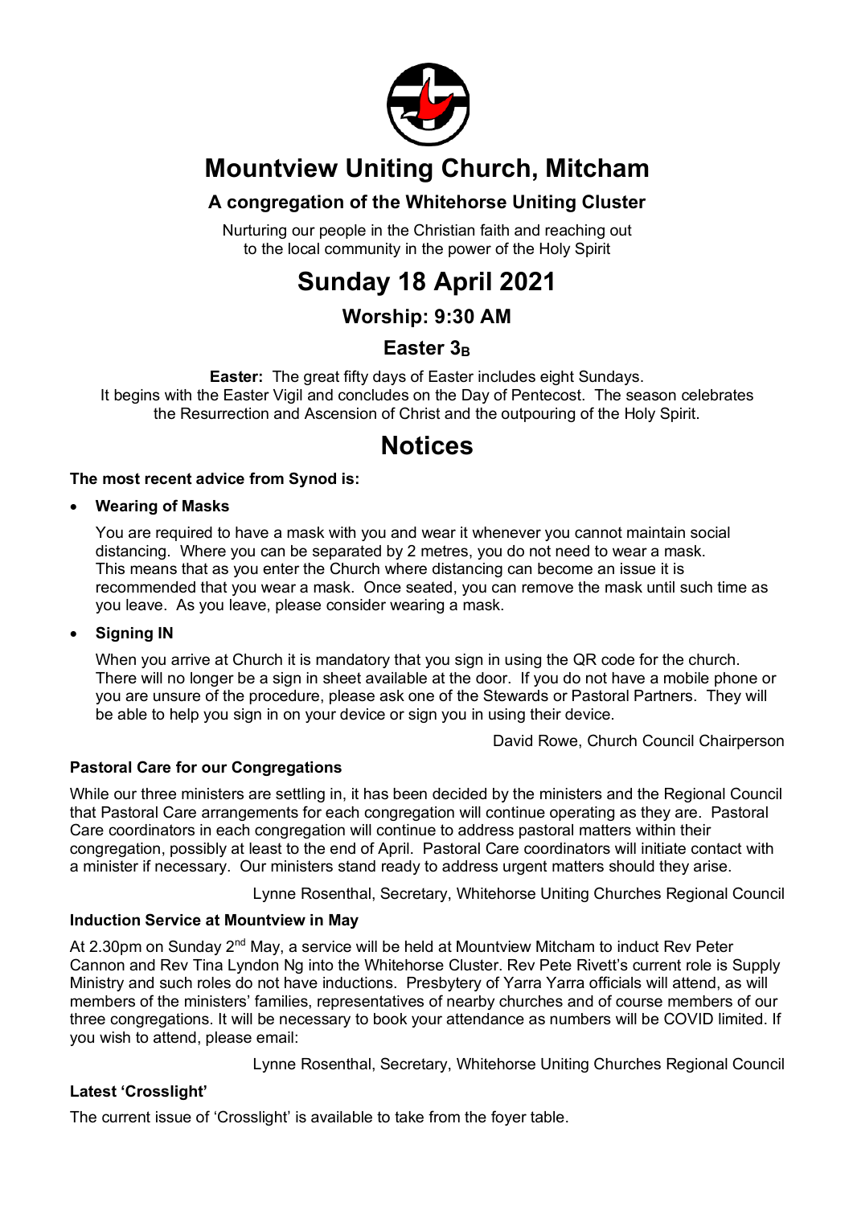# Mountview Uniting Church, Mitcham

### A congregation of the Whitehorse Uniting Cluster

Nurturing our people in the Christian faith and reaching out to the local community in the power of the Holy Spirit

# Sunday 18 April 2021

### Worship: 9:30 AM

### Easter $3_B$

**Easter:** The great fifty days of Easter includes eight Sundays. It begins with the Easter Vigil and concludes on the Day of Pentecost. The season celebrates the Resurrection and Ascension of Christ and the outpouring of the Holy Spirit.

# Notices

**The most recent advice from Synod is:**

- **Wearing of Masks**

  You are required to have a mask with you and wear it whenever you cannot maintain social distancing. Where you can be separated by 2 metres, you do not need to wear a mask. This means that as you enter the Church where distancing can become an issue it is recommended that you wear a mask. Once seated, you can remove the mask until such time as you leave. As you leave, please consider wearing a mask.

- **Signing IN**

  When you arrive at Church it is mandatory that you sign in using the QR code for the church. There will no longer be a sign in sheet available at the door. If you do not have a mobile phone or you are unsure of the procedure, please ask one of the Stewards or Pastoral Partners. They will be able to help you sign in on your device or sign you in using their device.

David Rowe, Church Council Chairperson

**Pastoral Care for our Congregations**

While our three ministers are settling in, it has been decided by the ministers and the Regional Council that Pastoral Care arrangements for each congregation will continue operating as they are. Pastoral Care coordinators in each congregation will continue to address pastoral matters within their congregation, possibly at least to the end of April. Pastoral Care coordinators will initiate contact with a minister if necessary. Our ministers stand ready to address urgent matters should they arise.

Lynne Rosenthal, Secretary, Whitehorse Uniting Churches Regional Council

**Induction Service at Mountview in May**

At 2.30pm on Sunday 2nd May, a service will be held at Mountview Mitcham to induct Rev Peter Cannon and Rev Tina Lyndon Ng into the Whitehorse Cluster. Rev Pete Rivett's current role is Supply Ministry and such roles do not have inductions. Presbytery of Yarra Yarra officials will attend, as will members of the ministers' families, representatives of nearby churches and of course members of our three congregations. It will be necessary to book your attendance as numbers will be COVID limited. If you wish to attend, please email:

Lynne Rosenthal, Secretary, Whitehorse Uniting Churches Regional Council

**Latest 'Crosslight'**

The current issue of 'Crosslight' is available to take from the foyer table.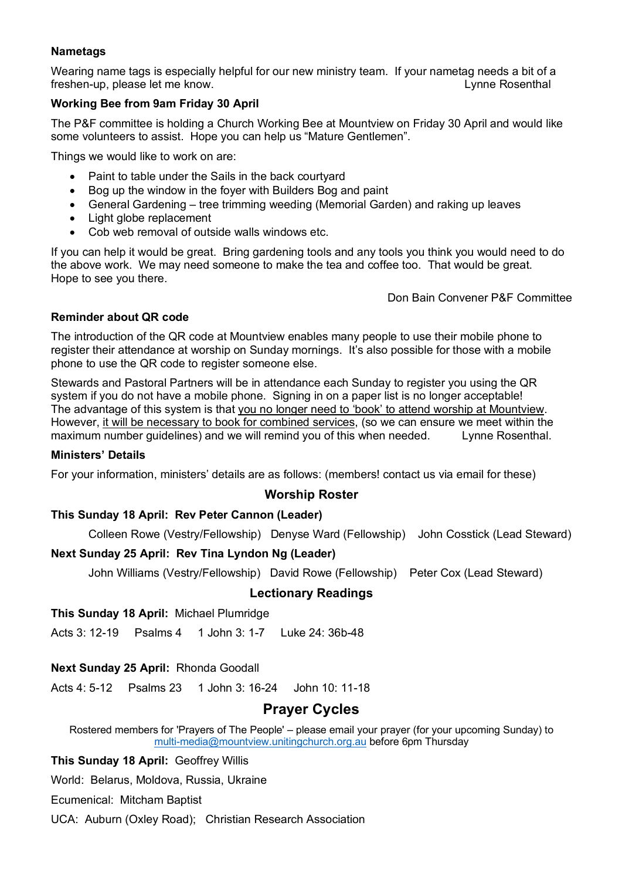**Nametags**

Wearing name tags is especially helpful for our new ministry team. If your nametag needs a bit of a freshen-up, please let me know. Lynne Rosenthal

**Working Bee from 9am Friday 30 April**

The P&F committee is holding a Church Working Bee at Mountview on Friday 30 April and would like some volunteers to assist. Hope you can help us "Mature Gentlemen".

Things we would like to work on are:

- Paint to table under the Sails in the back courtyard
- Bog up the window in the foyer with Builders Bog and paint
- General Gardening – tree trimming weeding (Memorial Garden) and raking up leaves
- Light globe replacement
- Cob web removal of outside walls windows etc.

If you can help it would be great. Bring gardening tools and any tools you think you would need to do the above work. We may need someone to make the tea and coffee too. That would be great. Hope to see you there.

Don Bain Convener P&F Committee

**Reminder about QR code**

The introduction of the QR code at Mountview enables many people to use their mobile phone to register their attendance at worship on Sunday mornings. It's also possible for those with a mobile phone to use the QR code to register someone else.

Stewards and Pastoral Partners will be in attendance each Sunday to register you using the QR system if you do not have a mobile phone. Signing in on a paper list is no longer acceptable! The advantage of this system is that <u>you no longer need to 'book' to attend worship at Mountview</u>. However, <u>it will be necessary to book for combined services</u>, (so we can ensure we meet within the maximum number guidelines) and we will remind you of this when needed. Lynne Rosenthal.

**Ministers' Details**

For your information, ministers' details are as follows: (members! contact us via email for these)

## Worship Roster

**This Sunday 18 April: Rev Peter Cannon (Leader)**

Colleen Rowe (Vestry/Fellowship) Denyse Ward (Fellowship) John Cosstick (Lead Steward)

**Next Sunday 25 April: Rev Tina Lyndon Ng (Leader)**

John Williams (Vestry/Fellowship) David Rowe (Fellowship) Peter Cox (Lead Steward)

## Lectionary Readings

**This Sunday 18 April:** Michael Plumridge

Acts 3: 12-19 Psalms 4 1 John 3: 1-7 Luke 24: 36b-48

**Next Sunday 25 April:** Rhonda Goodall

Acts 4: 5-12 Psalms 23 1 John 3: 16-24 John 10: 11-18

## Prayer Cycles

Rostered members for 'Prayers of The People' – please email your prayer (for your upcoming Sunday) to multi-media@mountview.unitingchurch.org.au before 6pm Thursday

**This Sunday 18 April:** Geoffrey Willis

World: Belarus, Moldova, Russia, Ukraine

Ecumenical: Mitcham Baptist

UCA: Auburn (Oxley Road); Christian Research Association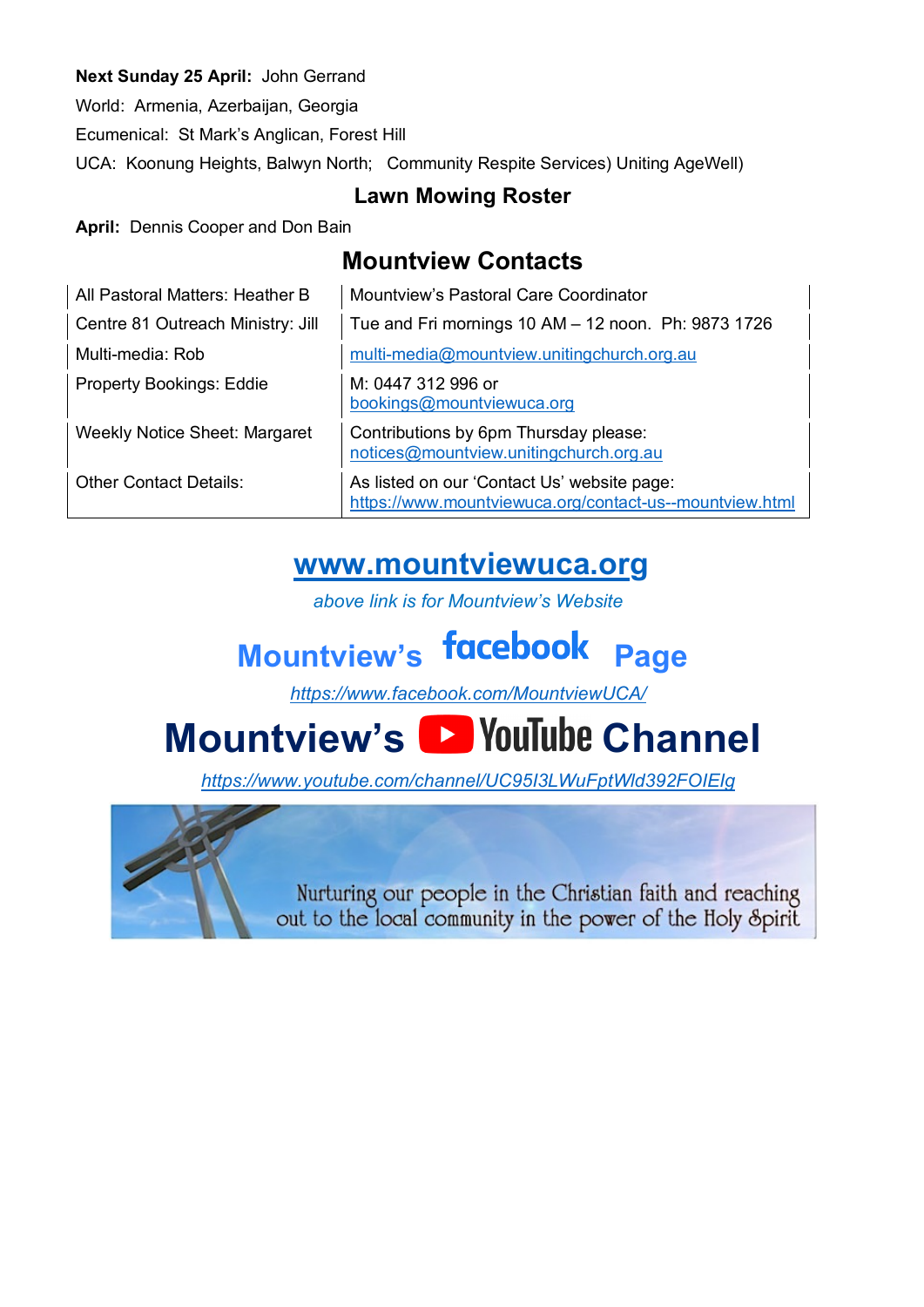**Next Sunday 25 April:** John Gerrand

World: Armenia, Azerbaijan, Georgia

Ecumenical: St Mark's Anglican, Forest Hill

UCA: Koonung Heights, Balwyn North; Community Respite Services) Uniting AgeWell)

## Lawn Mowing Roster

**April:** Dennis Cooper and Don Bain

## Mountview Contacts

| | |
|---|---|
| All Pastoral Matters: Heather B | Mountview's Pastoral Care Coordinator |
| Centre 81 Outreach Ministry: Jill | Tue and Fri mornings 10 AM – 12 noon. Ph: 9873 1726 |
| Multi-media: Rob | multi-media@mountview.unitingchurch.org.au |
| Property Bookings: Eddie | M: 0447 312 996 or bookings@mountviewuca.org |
| Weekly Notice Sheet: Margaret | Contributions by 6pm Thursday please: notices@mountview.unitingchurch.org.au |
| Other Contact Details: | As listed on our 'Contact Us' website page: https://www.mountviewuca.org/contact-us--mountview.html |

## www.mountviewuca.org

*above link is for Mountview's Website*

## Mountview's facebook Page

*https://www.facebook.com/MountviewUCA/*

# Mountview's YouTube Channel

*https://www.youtube.com/channel/UC95I3LWuFptWld392FOIEIg*

Nurturing our people in the Christian faith and reaching out to the local community in the power of the Holy Spirit